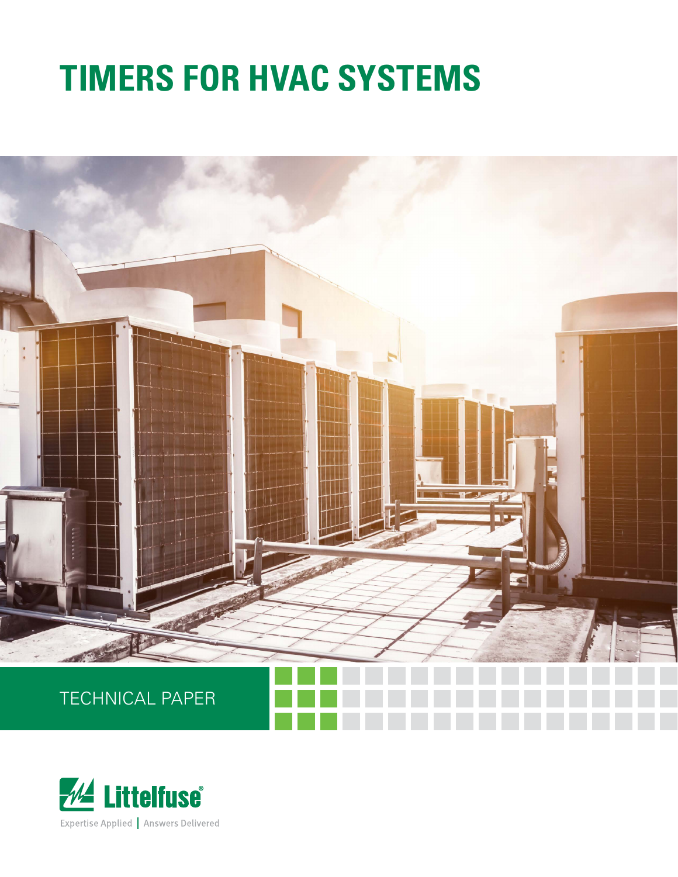# TIMERS FOR HVAC SYSTEMS

TECHNICAL PAPER

Littelfuse®

Expertise Applied | Answers Delivered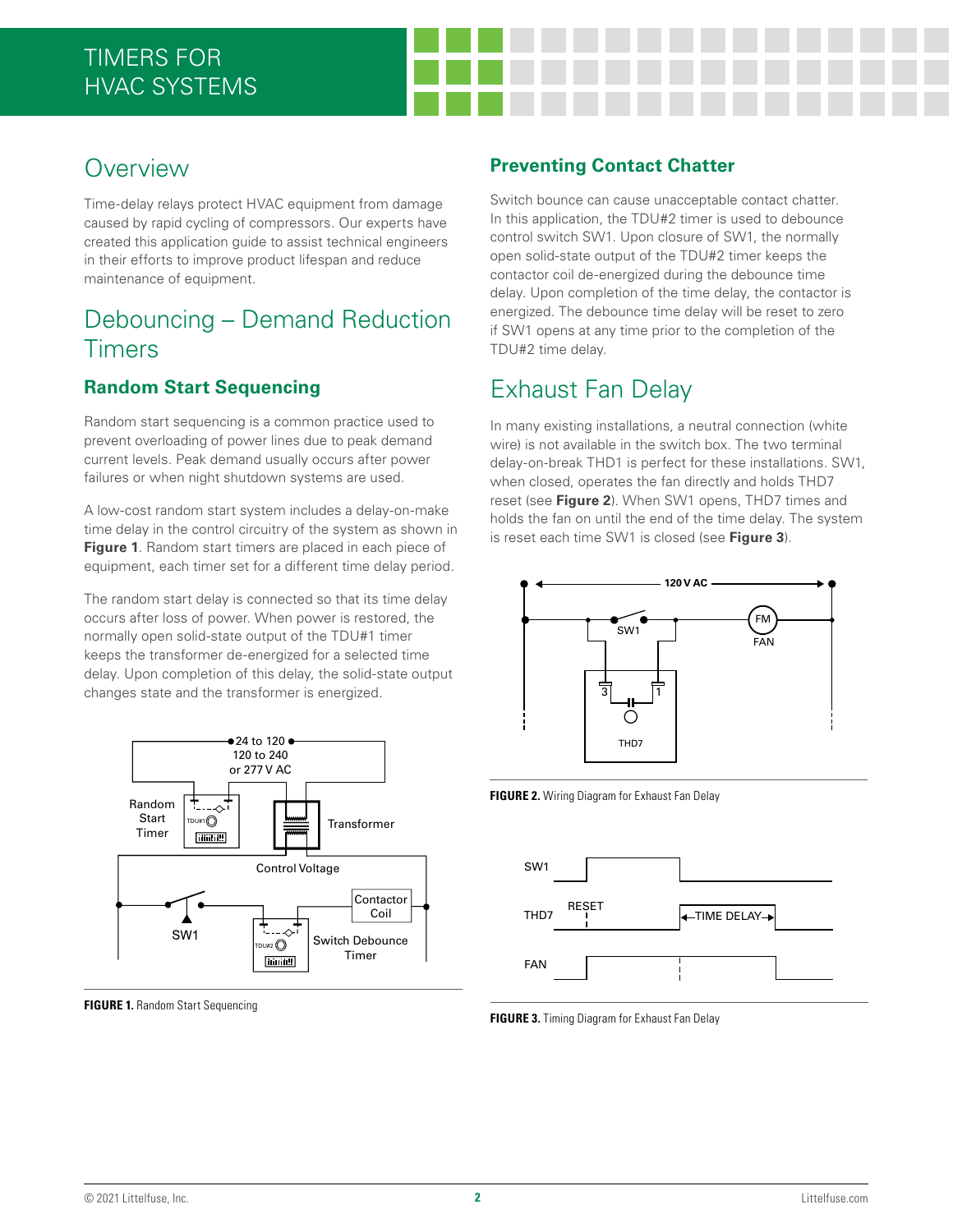# TIMERS FOR HVAC SYSTEMS

## Overview

Time-delay relays protect HVAC equipment from damage caused by rapid cycling of compressors. Our experts have created this application guide to assist technical engineers in their efforts to improve product lifespan and reduce maintenance of equipment.

## Debouncing – Demand Reduction Timers

### Random Start Sequencing

Random start sequencing is a common practice used to prevent overloading of power lines due to peak demand current levels. Peak demand usually occurs after power failures or when night shutdown systems are used.

A low-cost random start system includes a delay-on-make time delay in the control circuitry of the system as shown in **Figure 1**. Random start timers are placed in each piece of equipment, each timer set for a different time delay period.

The random start delay is connected so that its time delay occurs after loss of power. When power is restored, the normally open solid-state output of the TDU#1 timer keeps the transformer de-energized for a selected time delay. Upon completion of this delay, the solid-state output changes state and the transformer is energized.

**FIGURE 1.** Random Start Sequencing

### Preventing Contact Chatter

Switch bounce can cause unacceptable contact chatter. In this application, the TDU#2 timer is used to debounce control switch SW1. Upon closure of SW1, the normally open solid-state output of the TDU#2 timer keeps the contactor coil de-energized during the debounce time delay. Upon completion of the time delay, the contactor is energized. The debounce time delay will be reset to zero if SW1 opens at any time prior to the completion of the TDU#2 time delay.

## Exhaust Fan Delay

In many existing installations, a neutral connection (white wire) is not available in the switch box. The two terminal delay-on-break THD1 is perfect for these installations. SW1, when closed, operates the fan directly and holds THD7 reset (see **Figure 2**). When SW1 opens, THD7 times and holds the fan on until the end of the time delay. The system is reset each time SW1 is closed (see **Figure 3**).

**FIGURE 2.** Wiring Diagram for Exhaust Fan Delay

**FIGURE 3.** Timing Diagram for Exhaust Fan Delay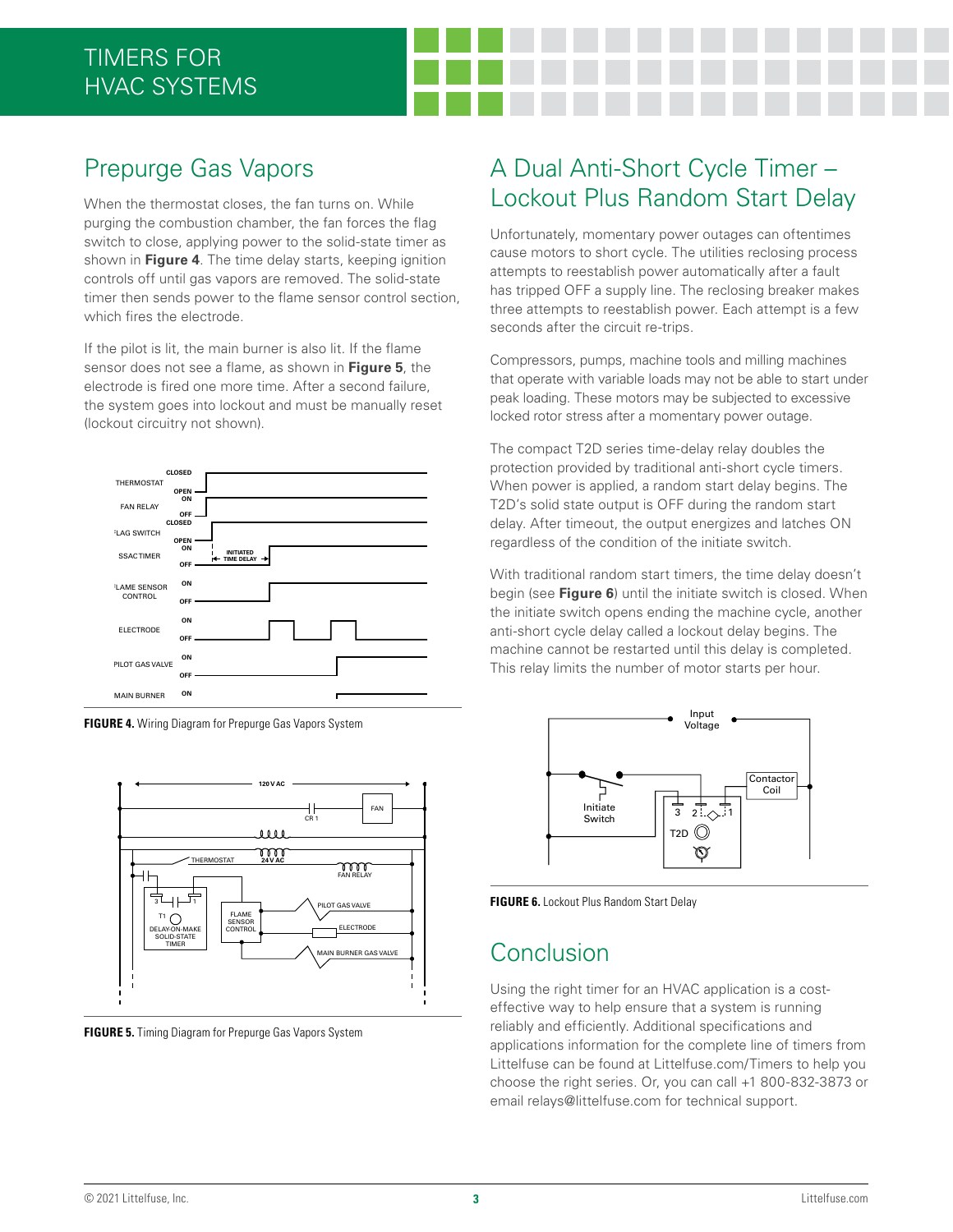## Prepurge Gas Vapors

When the thermostat closes, the fan turns on. While purging the combustion chamber, the fan forces the flag switch to close, applying power to the solid-state timer as shown in **Figure 4**. The time delay starts, keeping ignition controls off until gas vapors are removed. The solid-state timer then sends power to the flame sensor control section, which fires the electrode.

If the pilot is lit, the main burner is also lit. If the flame sensor does not see a flame, as shown in **Figure 5**, the electrode is fired one more time. After a second failure, the system goes into lockout and must be manually reset (lockout circuitry not shown).

**FIGURE 4.** Wiring Diagram for Prepurge Gas Vapors System

**FIGURE 5.** Timing Diagram for Prepurge Gas Vapors System

## A Dual Anti-Short Cycle Timer – Lockout Plus Random Start Delay

Unfortunately, momentary power outages can oftentimes cause motors to short cycle. The utilities reclosing process attempts to reestablish power automatically after a fault has tripped OFF a supply line. The reclosing breaker makes three attempts to reestablish power. Each attempt is a few seconds after the circuit re-trips.

Compressors, pumps, machine tools and milling machines that operate with variable loads may not be able to start under peak loading. These motors may be subjected to excessive locked rotor stress after a momentary power outage.

The compact T2D series time-delay relay doubles the protection provided by traditional anti-short cycle timers. When power is applied, a random start delay begins. The T2D's solid state output is OFF during the random start delay. After timeout, the output energizes and latches ON regardless of the condition of the initiate switch.

With traditional random start timers, the time delay doesn't begin (see **Figure 6**) until the initiate switch is closed. When the initiate switch opens ending the machine cycle, another anti-short cycle delay called a lockout delay begins. The machine cannot be restarted until this delay is completed. This relay limits the number of motor starts per hour.

**FIGURE 6.** Lockout Plus Random Start Delay

## Conclusion

Using the right timer for an HVAC application is a cost-effective way to help ensure that a system is running reliably and efficiently. Additional specifications and applications information for the complete line of timers from Littelfuse can be found at Littelfuse.com/Timers to help you choose the right series. Or, you can call +1 800-832-3873 or email relays@littelfuse.com for technical support.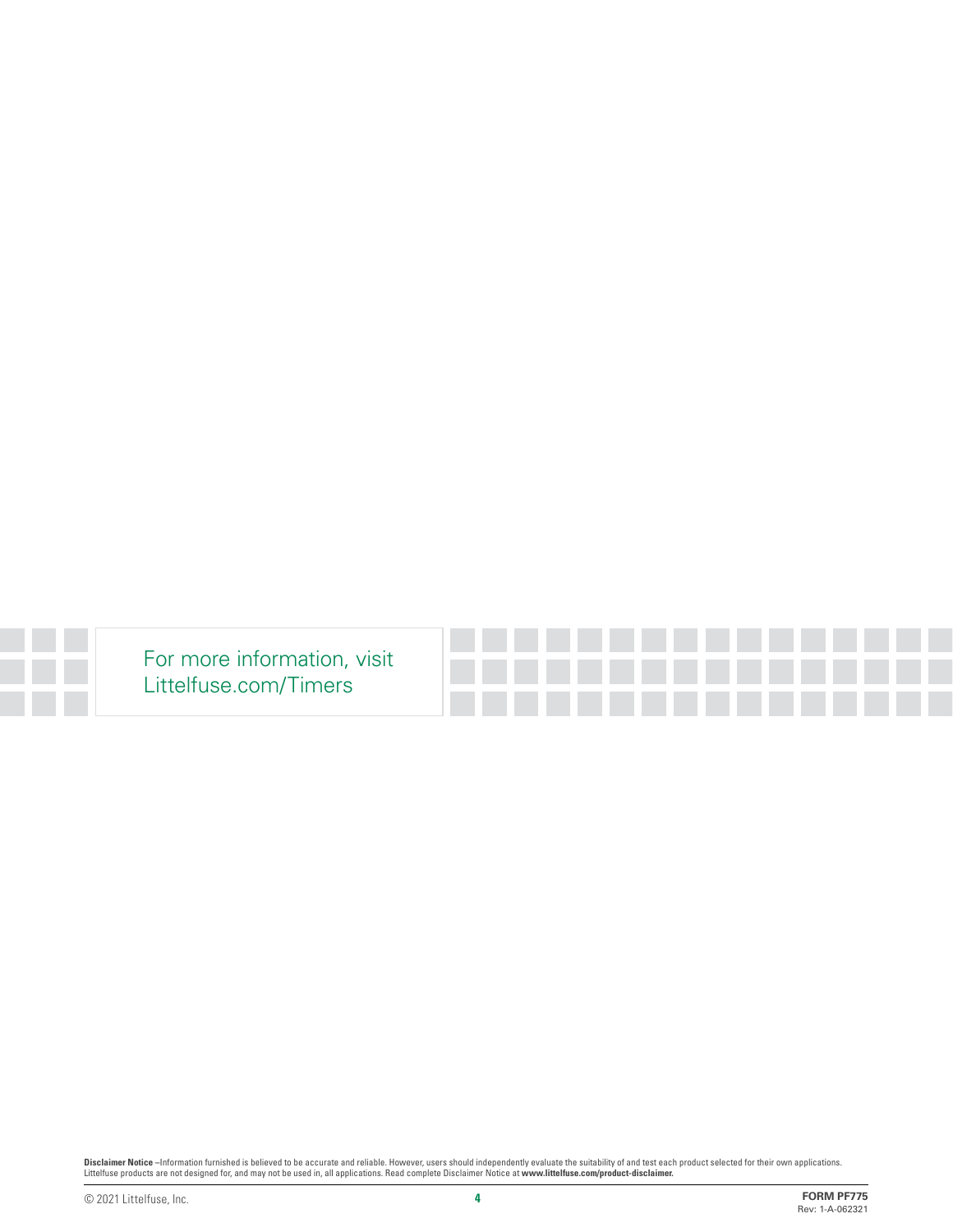For more information, visit
Littelfuse.com/Timers

**Disclaimer Notice** –Information furnished is believed to be accurate and reliable. However, users should independently evaluate the suitability of and test each product selected for their own applications. Littelfuse products are not designed for, and may not be used in, all applications. Read complete Disclaimer Notice at **www.littelfuse.com/product-disclaimer.**

© 2021 Littelfuse, Inc.

**FORM PF775**
Rev: 1-A-062321